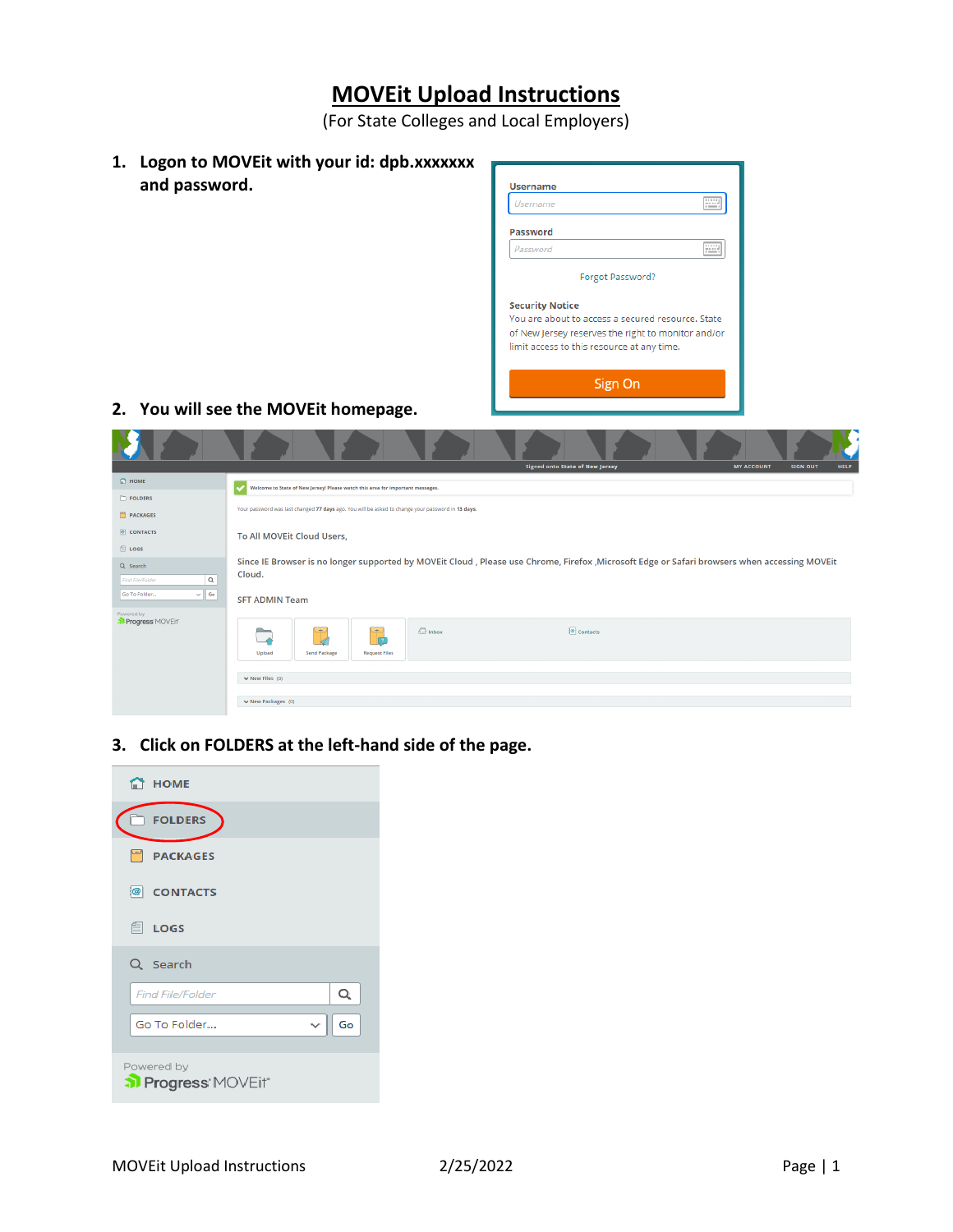# MOVEit Upload Instructions

(For State Colleges and Local Employers)

1. **Logon to MOVEit with your id: dpb.xxxxxxx and password.**

Username

Password

Forgot Password?

Security Notice
You are about to access a secured resource. State of New Jersey reserves the right to monitor and/or limit access to this resource at any time.

Sign On

2. **You will see the MOVEit homepage.**

Signed onto State of New Jersey   MY ACCOUNT   SIGN OUT   HELP

HOME
FOLDERS
PACKAGES
CONTACTS
LOGS
Search

Welcome to State of New Jersey! Please watch this area for important messages.

Your password was last changed 77 days ago. You will be asked to change your password in 13 days.

To All MOVEit Cloud Users,

Since IE Browser is no longer supported by MOVEit Cloud , Please use Chrome, Firefox ,Microsoft Edge or Safari browsers when accessing MOVEit Cloud.

SFT ADMIN Team

Upload   Send Package   Request Files   Inbox   Contacts

New Files (0)

New Packages (0)

3. **Click on FOLDERS at the left-hand side of the page.**

HOME
FOLDERS
PACKAGES
CONTACTS
LOGS
Search
Find File/Folder
Go To Folder... Go

Powered by Progress MOVEit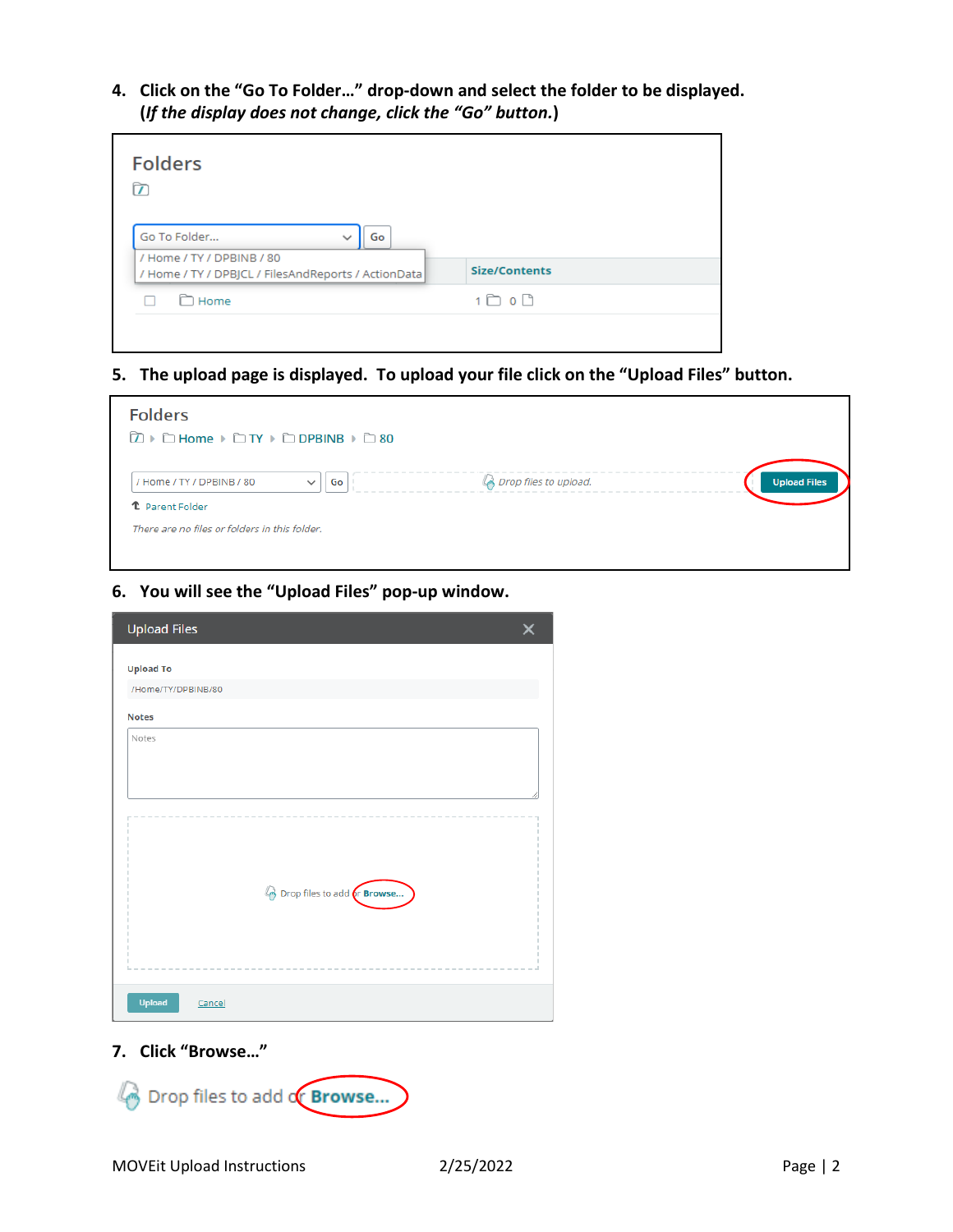4. **Click on the "Go To Folder…" drop-down and select the folder to be displayed. (*If the display does not change, click the "Go" button.*)**

5. **The upload page is displayed. To upload your file click on the "Upload Files" button.**

6. **You will see the "Upload Files" pop-up window.**

7. **Click "Browse…"**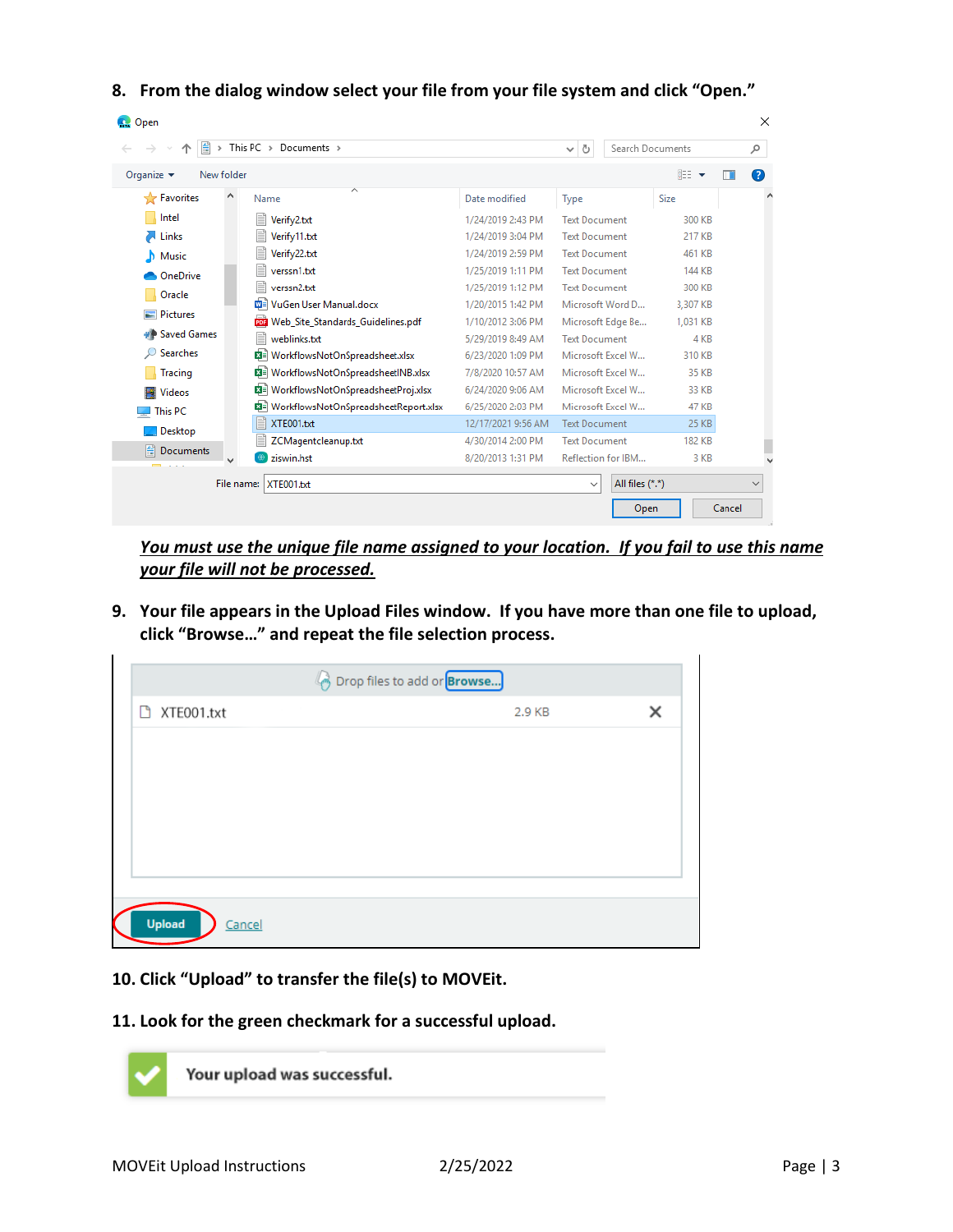8. **From the dialog window select your file from your file system and click "Open."**

***<u>You must use the unique file name assigned to your location. If you fail to use this name your file will not be processed.</u>***

9. **Your file appears in the Upload Files window. If you have more than one file to upload, click "Browse…" and repeat the file selection process.**

10. **Click "Upload" to transfer the file(s) to MOVEit.**

11. **Look for the green checkmark for a successful upload.**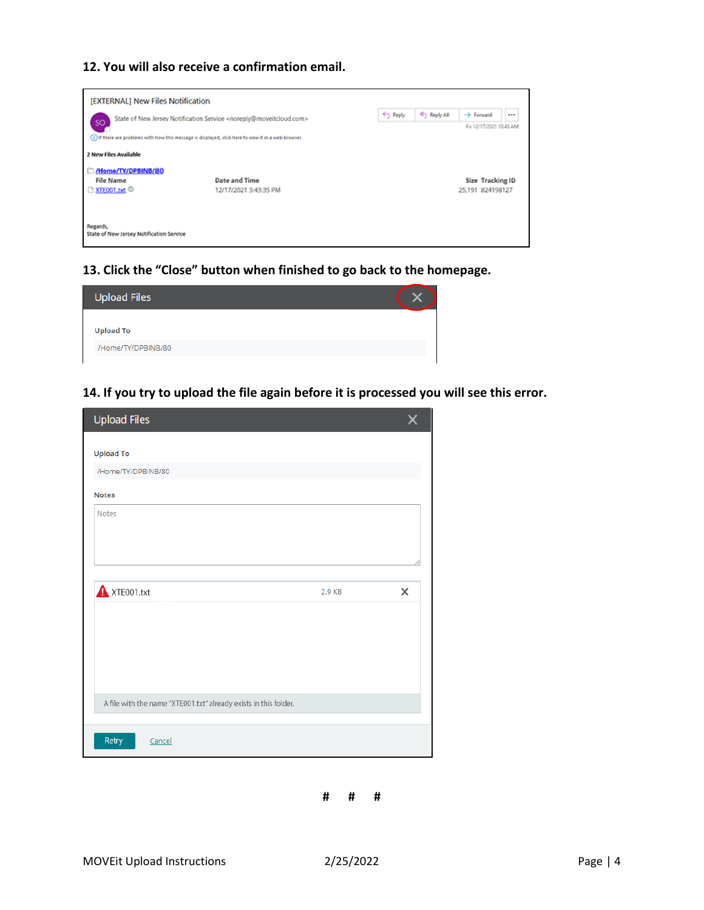**12. You will also receive a confirmation email.**

[EXTERNAL] New Files Notification

State of New Jersey Notification Service <noreply@moveitcloud.com>

Reply | Reply All | Forward | ...

Fri 12/17/2021 10:45 AM

If there are problems with how this message is displayed, click here to view it in a web browser.

2 New Files Available

/Home/TY/DPBINB/80

| File Name | Date and Time | Size | Tracking ID |
|---|---|---|---|
| XTE001.txt | 12/17/2021 3:43:35 PM | 25,191 | 824198127 |

Regards,
State of New Jersey Notification Service

**13. Click the "Close" button when finished to go back to the homepage.**

Upload Files

Upload To

/Home/TY/DPBINB/80

**14. If you try to upload the file again before it is processed you will see this error.**

Upload Files

Upload To

/Home/TY/DPBINB/80

Notes

Notes

XTE001.txt 2.9 KB

A file with the name "XTE001.txt" already exists in this folder.

Retry Cancel

# # #